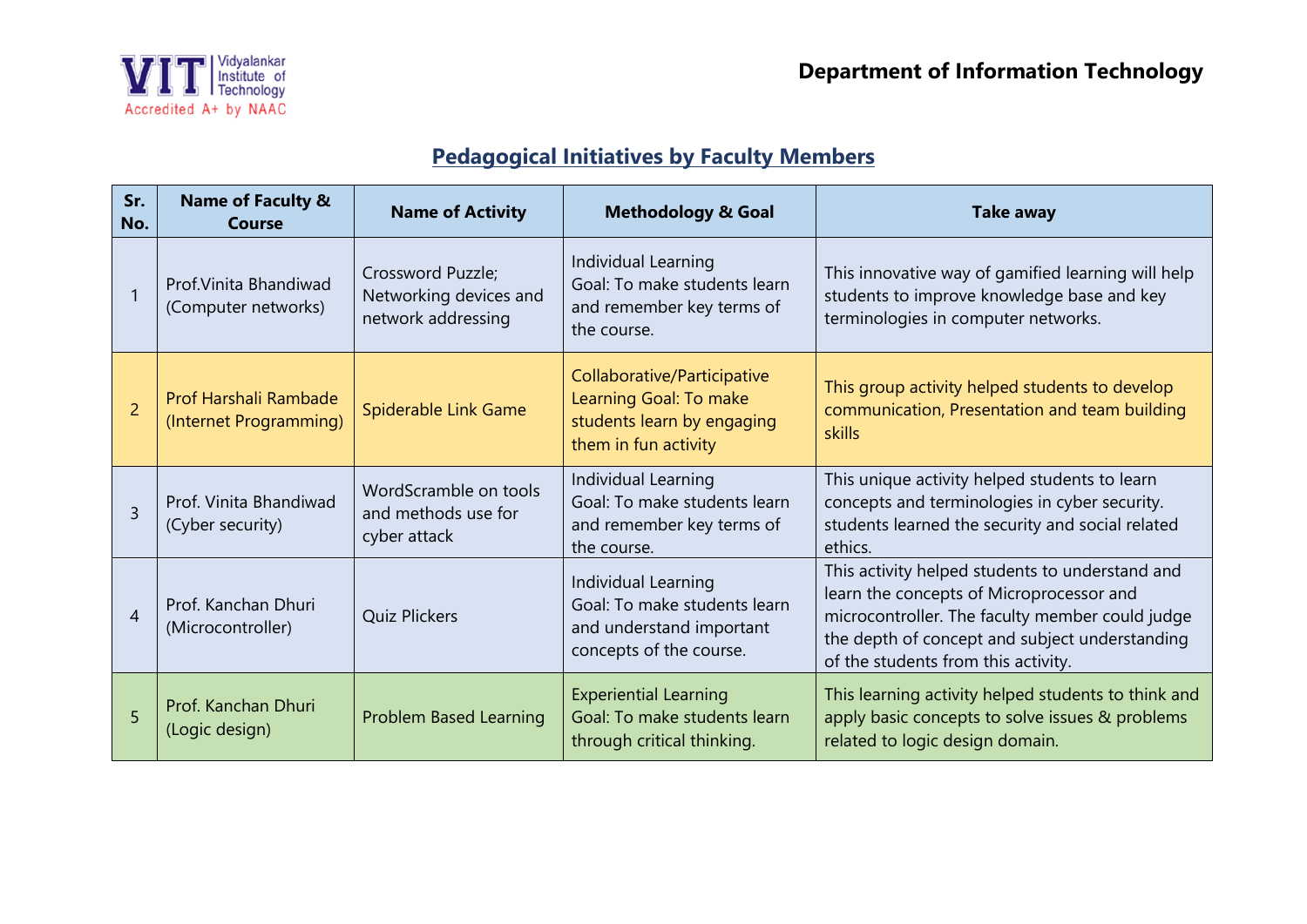Vidyalankar Institute of Technology
Accredited A+ by NAAC

**Department of Information Technology**

## Pedagogical Initiatives by Faculty Members

| Sr. No. | Name of Faculty & Course | Name of Activity | Methodology & Goal | Take away |
|---|---|---|---|---|
| 1 | Prof.Vinita Bhandiwad (Computer networks) | Crossword Puzzle; Networking devices and network addressing | Individual Learning Goal: To make students learn and remember key terms of the course. | This innovative way of gamified learning will help students to improve knowledge base and key terminologies in computer networks. |
| 2 | Prof Harshali Rambade (Internet Programming) | Spiderable Link Game | Collaborative/Participative Learning Goal: To make students learn by engaging them in fun activity | This group activity helped students to develop communication, Presentation and team building skills |
| 3 | Prof. Vinita Bhandiwad (Cyber security) | WordScramble on tools and methods use for cyber attack | Individual Learning Goal: To make students learn and remember key terms of the course. | This unique activity helped students to learn concepts and terminologies in cyber security. students learned the security and social related ethics. |
| 4 | Prof. Kanchan Dhuri (Microcontroller) | Quiz Plickers | Individual Learning Goal: To make students learn and understand important concepts of the course. | This activity helped students to understand and learn the concepts of Microprocessor and microcontroller. The faculty member could judge the depth of concept and subject understanding of the students from this activity. |
| 5 | Prof. Kanchan Dhuri (Logic design) | Problem Based Learning | Experiential Learning Goal: To make students learn through critical thinking. | This learning activity helped students to think and apply basic concepts to solve issues & problems related to logic design domain. |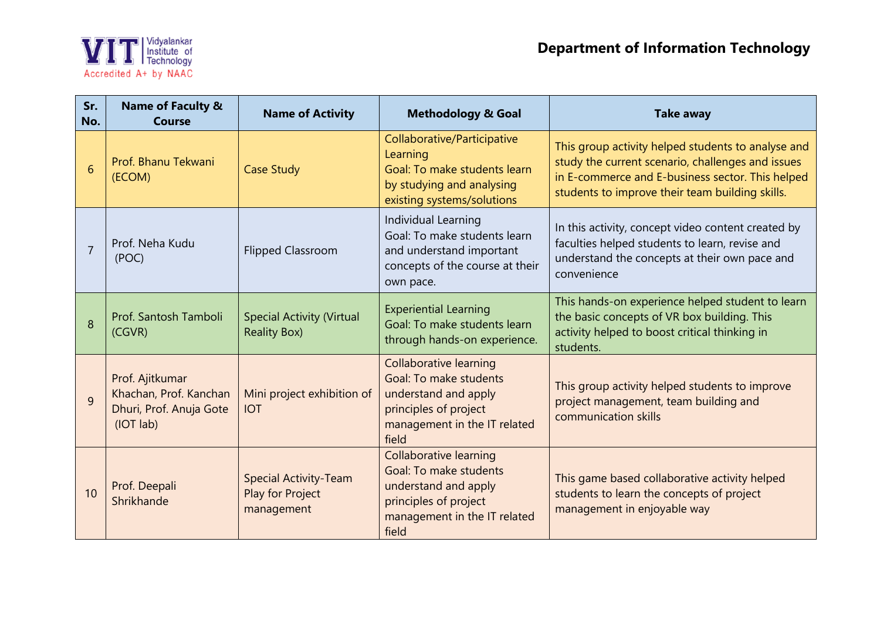| Sr. No. | Name of Faculty & Course | Name of Activity | Methodology & Goal | Take away |
|---|---|---|---|---|
| 6 | Prof. Bhanu Tekwani (ECOM) | Case Study | Collaborative/Participative Learning Goal: To make students learn by studying and analysing existing systems/solutions | This group activity helped students to analyse and study the current scenario, challenges and issues in E-commerce and E-business sector. This helped students to improve their team building skills. |
| 7 | Prof. Neha Kudu (POC) | Flipped Classroom | Individual Learning Goal: To make students learn and understand important concepts of the course at their own pace. | In this activity, concept video content created by faculties helped students to learn, revise and understand the concepts at their own pace and convenience |
| 8 | Prof. Santosh Tamboli (CGVR) | Special Activity (Virtual Reality Box) | Experiential Learning Goal: To make students learn through hands-on experience. | This hands-on experience helped student to learn the basic concepts of VR box building. This activity helped to boost critical thinking in students. |
| 9 | Prof. Ajitkumar Khachan, Prof. Kanchan Dhuri, Prof. Anuja Gote (IOT lab) | Mini project exhibition of IOT | Collaborative learning Goal: To make students understand and apply principles of project management in the IT related field | This group activity helped students to improve project management, team building and communication skills |
| 10 | Prof. Deepali Shrikhande | Special Activity-Team Play for Project management | Collaborative learning Goal: To make students understand and apply principles of project management in the IT related field | This game based collaborative activity helped students to learn the concepts of project management in enjoyable way |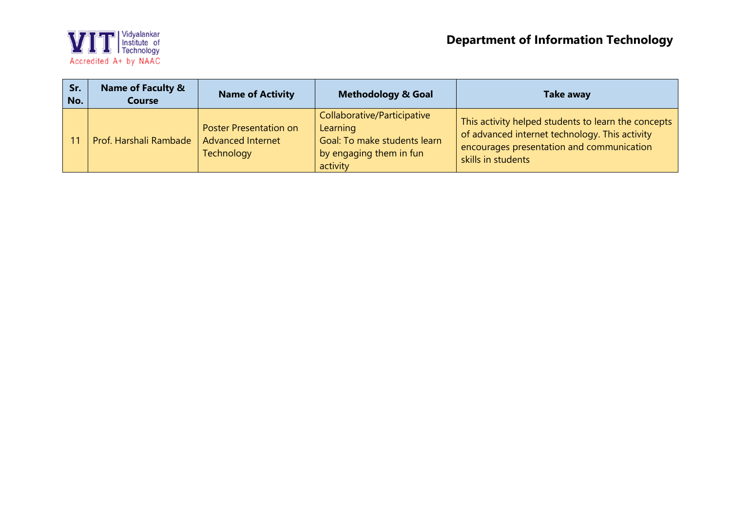## Department of Information Technology

| Sr. No. | Name of Faculty & Course | Name of Activity | Methodology & Goal | Take away |
|---|---|---|---|---|
| 11 | Prof. Harshali Rambade | Poster Presentation on Advanced Internet Technology | Collaborative/Participative Learning<br>Goal: To make students learn by engaging them in fun activity | This activity helped students to learn the concepts of advanced internet technology. This activity encourages presentation and communication skills in students |